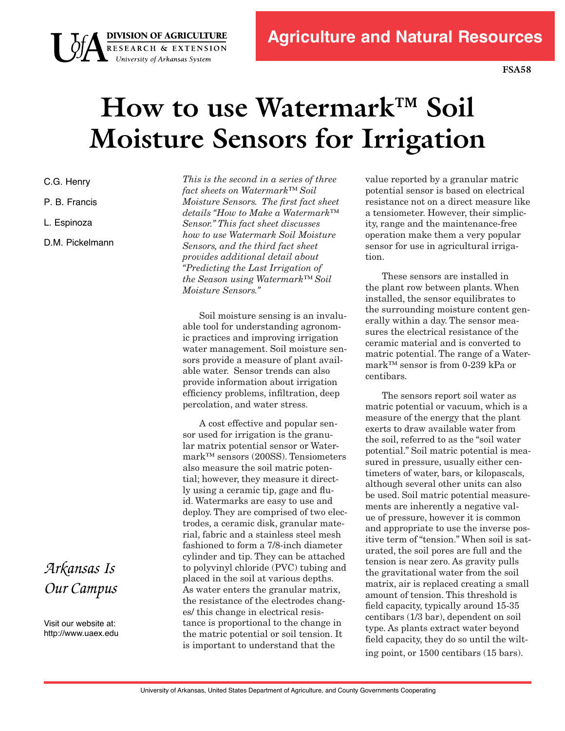DIVISION OF AGRICULTURE
RESEARCH & EXTENSION
University of Arkansas System

**Agriculture and Natural Resources**

**FSA58**

# How to use Watermark™ Soil Moisture Sensors for Irrigation

C.G. Henry

P. B. Francis

L. Espinoza

D.M. Pickelmann

*This is the second in a series of three fact sheets on Watermark™ Soil Moisture Sensors. The first fact sheet details "How to Make a Watermark™ Sensor." This fact sheet discusses how to use Watermark Soil Moisture Sensors, and the third fact sheet provides additional detail about "Predicting the Last Irrigation of the Season using Watermark™ Soil Moisture Sensors."*

Soil moisture sensing is an invaluable tool for understanding agronomic practices and improving irrigation water management. Soil moisture sensors provide a measure of plant available water. Sensor trends can also provide information about irrigation efficiency problems, infiltration, deep percolation, and water stress.

A cost effective and popular sensor used for irrigation is the granular matrix potential sensor or Watermark™ sensors (200SS). Tensiometers also measure the soil matric potential; however, they measure it directly using a ceramic tip, gage and fluid. Watermarks are easy to use and deploy. They are comprised of two electrodes, a ceramic disk, granular material, fabric and a stainless steel mesh fashioned to form a 7/8-inch diameter cylinder and tip. They can be attached to polyvinyl chloride (PVC) tubing and placed in the soil at various depths. As water enters the granular matrix, the resistance of the electrodes changes/ this change in electrical resistance is proportional to the change in the matric potential or soil tension. It is important to understand that the value reported by a granular matric potential sensor is based on electrical resistance not on a direct measure like a tensiometer. However, their simplicity, range and the maintenance-free operation make them a very popular sensor for use in agricultural irrigation.

These sensors are installed in the plant row between plants. When installed, the sensor equilibrates to the surrounding moisture content generally within a day. The sensor measures the electrical resistance of the ceramic material and is converted to matric potential. The range of a Watermark™ sensor is from 0-239 kPa or centibars.

The sensors report soil water as matric potential or vacuum, which is a measure of the energy that the plant exerts to draw available water from the soil, referred to as the "soil water potential." Soil matric potential is measured in pressure, usually either centimeters of water, bars, or kilopascals, although several other units can also be used. Soil matric potential measurements are inherently a negative value of pressure, however it is common and appropriate to use the inverse positive term of "tension." When soil is saturated, the soil pores are full and the tension is near zero. As gravity pulls the gravitational water from the soil matrix, air is replaced creating a small amount of tension. This threshold is field capacity, typically around 15-35 centibars (1/3 bar), dependent on soil type. As plants extract water beyond field capacity, they do so until the wilting point, or 1500 centibars (15 bars).

*Arkansas Is Our Campus*

Visit our website at: http://www.uaex.edu

University of Arkansas, United States Department of Agriculture, and County Governments Cooperating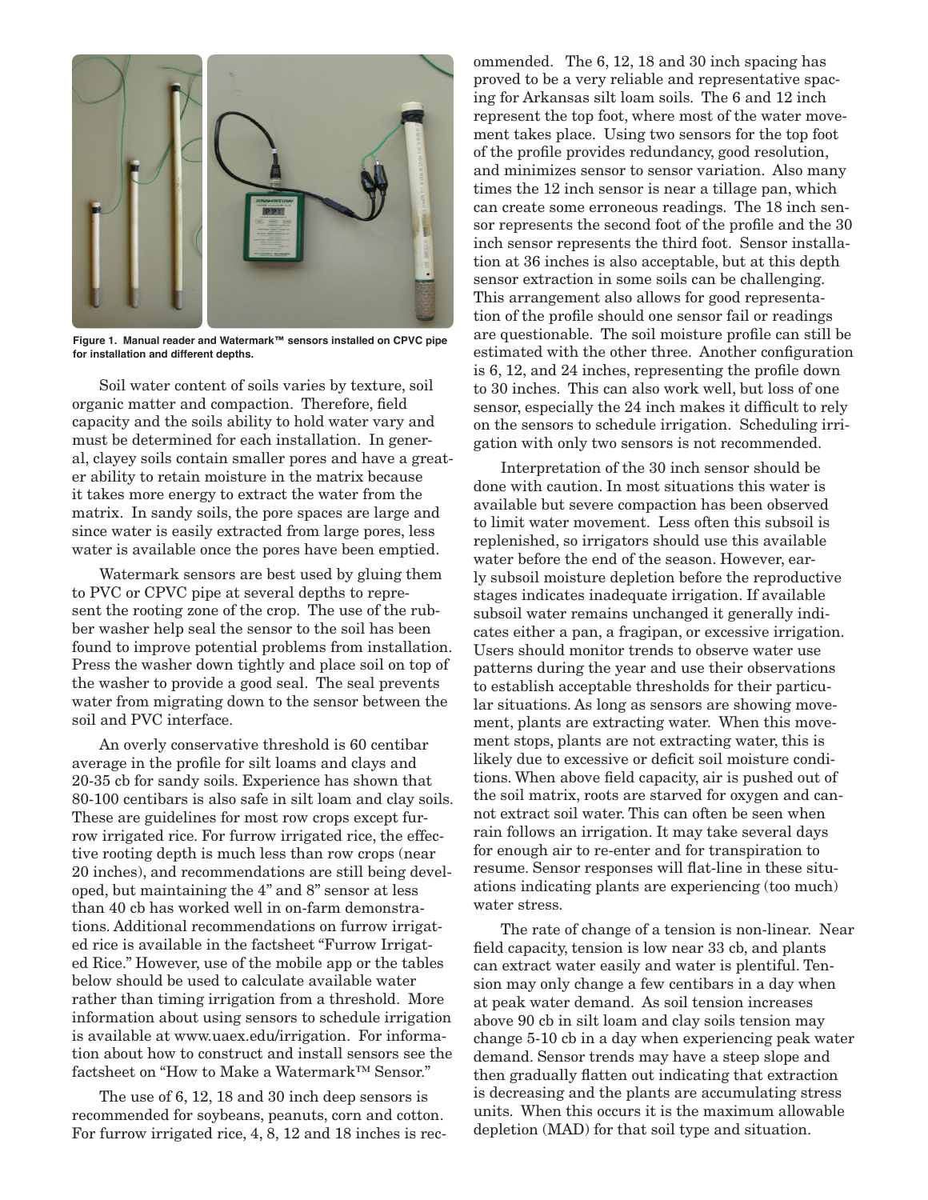Figure 1. Manual reader and Watermark™ sensors installed on CPVC pipe for installation and different depths.

Soil water content of soils varies by texture, soil organic matter and compaction. Therefore, field capacity and the soils ability to hold water vary and must be determined for each installation. In general, clayey soils contain smaller pores and have a greater ability to retain moisture in the matrix because it takes more energy to extract the water from the matrix. In sandy soils, the pore spaces are large and since water is easily extracted from large pores, less water is available once the pores have been emptied.

Watermark sensors are best used by gluing them to PVC or CPVC pipe at several depths to represent the rooting zone of the crop. The use of the rubber washer help seal the sensor to the soil has been found to improve potential problems from installation. Press the washer down tightly and place soil on top of the washer to provide a good seal. The seal prevents water from migrating down to the sensor between the soil and PVC interface.

An overly conservative threshold is 60 centibar average in the profile for silt loams and clays and 20-35 cb for sandy soils. Experience has shown that 80-100 centibars is also safe in silt loam and clay soils. These are guidelines for most row crops except furrow irrigated rice. For furrow irrigated rice, the effective rooting depth is much less than row crops (near 20 inches), and recommendations are still being developed, but maintaining the 4" and 8" sensor at less than 40 cb has worked well in on-farm demonstrations. Additional recommendations on furrow irrigated rice is available in the factsheet "Furrow Irrigated Rice." However, use of the mobile app or the tables below should be used to calculate available water rather than timing irrigation from a threshold. More information about using sensors to schedule irrigation is available at www.uaex.edu/irrigation. For information about how to construct and install sensors see the factsheet on "How to Make a Watermark™ Sensor."

The use of 6, 12, 18 and 30 inch deep sensors is recommended for soybeans, peanuts, corn and cotton. For furrow irrigated rice, 4, 8, 12 and 18 inches is recommended. The 6, 12, 18 and 30 inch spacing has proved to be a very reliable and representative spacing for Arkansas silt loam soils. The 6 and 12 inch represent the top foot, where most of the water movement takes place. Using two sensors for the top foot of the profile provides redundancy, good resolution, and minimizes sensor to sensor variation. Also many times the 12 inch sensor is near a tillage pan, which can create some erroneous readings. The 18 inch sensor represents the second foot of the profile and the 30 inch sensor represents the third foot. Sensor installation at 36 inches is also acceptable, but at this depth sensor extraction in some soils can be challenging. This arrangement also allows for good representation of the profile should one sensor fail or readings are questionable. The soil moisture profile can still be estimated with the other three. Another configuration is 6, 12, and 24 inches, representing the profile down to 30 inches. This can also work well, but loss of one sensor, especially the 24 inch makes it difficult to rely on the sensors to schedule irrigation. Scheduling irrigation with only two sensors is not recommended.

Interpretation of the 30 inch sensor should be done with caution. In most situations this water is available but severe compaction has been observed to limit water movement. Less often this subsoil is replenished, so irrigators should use this available water before the end of the season. However, early subsoil moisture depletion before the reproductive stages indicates inadequate irrigation. If available subsoil water remains unchanged it generally indicates either a pan, a fragipan, or excessive irrigation. Users should monitor trends to observe water use patterns during the year and use their observations to establish acceptable thresholds for their particular situations. As long as sensors are showing movement, plants are extracting water. When this movement stops, plants are not extracting water, this is likely due to excessive or deficit soil moisture conditions. When above field capacity, air is pushed out of the soil matrix, roots are starved for oxygen and cannot extract soil water. This can often be seen when rain follows an irrigation. It may take several days for enough air to re-enter and for transpiration to resume. Sensor responses will flat-line in these situations indicating plants are experiencing (too much) water stress.

The rate of change of a tension is non-linear. Near field capacity, tension is low near 33 cb, and plants can extract water easily and water is plentiful. Tension may only change a few centibars in a day when at peak water demand. As soil tension increases above 90 cb in silt loam and clay soils tension may change 5-10 cb in a day when experiencing peak water demand. Sensor trends may have a steep slope and then gradually flatten out indicating that extraction is decreasing and the plants are accumulating stress units. When this occurs it is the maximum allowable depletion (MAD) for that soil type and situation.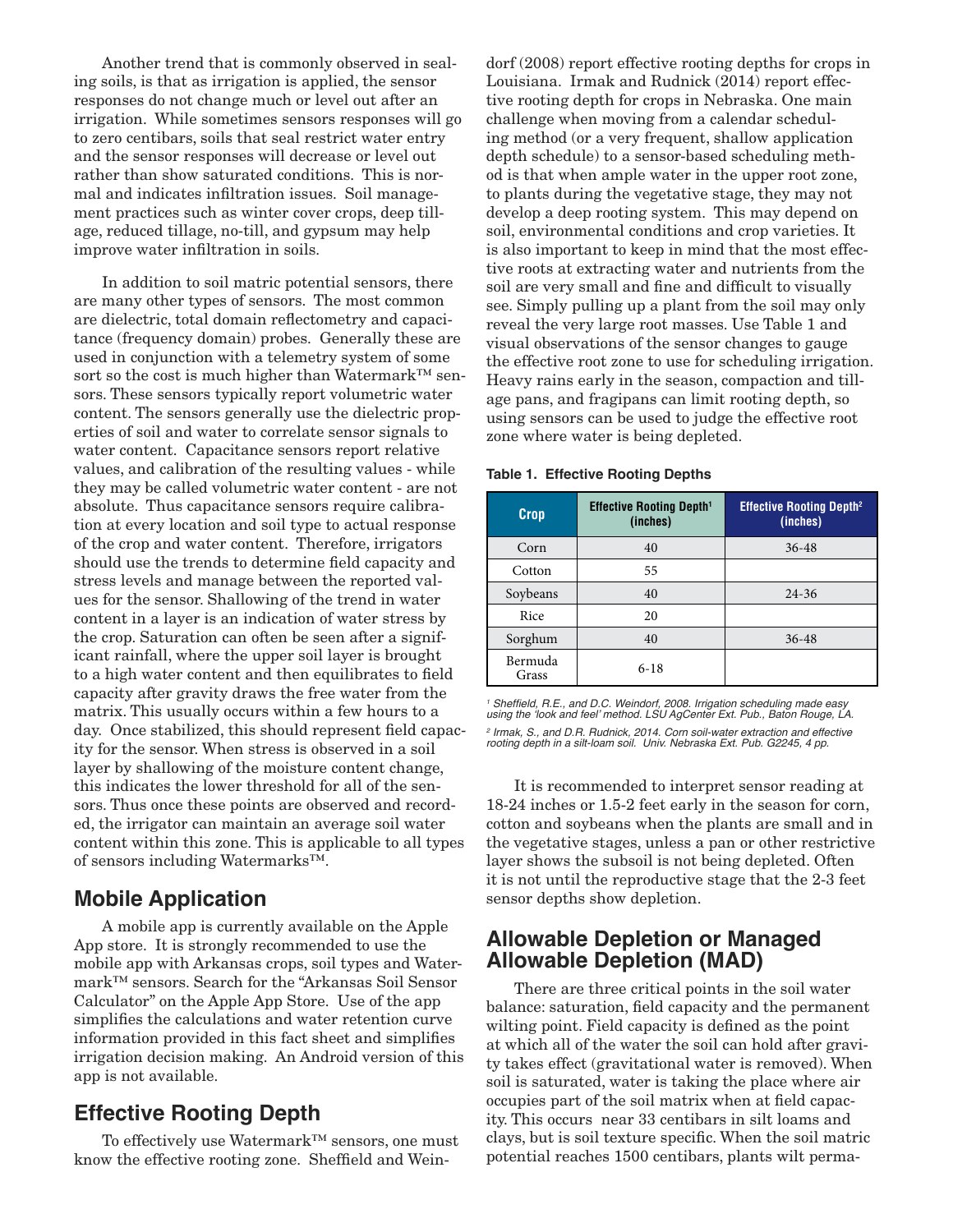Another trend that is commonly observed in sealing soils, is that as irrigation is applied, the sensor responses do not change much or level out after an irrigation. While sometimes sensors responses will go to zero centibars, soils that seal restrict water entry and the sensor responses will decrease or level out rather than show saturated conditions. This is normal and indicates infiltration issues. Soil management practices such as winter cover crops, deep tillage, reduced tillage, no-till, and gypsum may help improve water infiltration in soils.

In addition to soil matric potential sensors, there are many other types of sensors. The most common are dielectric, total domain reflectometry and capacitance (frequency domain) probes. Generally these are used in conjunction with a telemetry system of some sort so the cost is much higher than Watermark™ sensors. These sensors typically report volumetric water content. The sensors generally use the dielectric properties of soil and water to correlate sensor signals to water content. Capacitance sensors report relative values, and calibration of the resulting values - while they may be called volumetric water content - are not absolute. Thus capacitance sensors require calibration at every location and soil type to actual response of the crop and water content. Therefore, irrigators should use the trends to determine field capacity and stress levels and manage between the reported values for the sensor. Shallowing of the trend in water content in a layer is an indication of water stress by the crop. Saturation can often be seen after a significant rainfall, where the upper soil layer is brought to a high water content and then equilibrates to field capacity after gravity draws the free water from the matrix. This usually occurs within a few hours to a day. Once stabilized, this should represent field capacity for the sensor. When stress is observed in a soil layer by shallowing of the moisture content change, this indicates the lower threshold for all of the sensors. Thus once these points are observed and recorded, the irrigator can maintain an average soil water content within this zone. This is applicable to all types of sensors including Watermarks™.

## Mobile Application

A mobile app is currently available on the Apple App store. It is strongly recommended to use the mobile app with Arkansas crops, soil types and Watermark™ sensors. Search for the "Arkansas Soil Sensor Calculator" on the Apple App Store. Use of the app simplifies the calculations and water retention curve information provided in this fact sheet and simplifies irrigation decision making. An Android version of this app is not available.

## Effective Rooting Depth

To effectively use Watermark™ sensors, one must know the effective rooting zone. Sheffield and Weindorf (2008) report effective rooting depths for crops in Louisiana. Irmak and Rudnick (2014) report effective rooting depth for crops in Nebraska. One main challenge when moving from a calendar scheduling method (or a very frequent, shallow application depth schedule) to a sensor-based scheduling method is that when ample water in the upper root zone, to plants during the vegetative stage, they may not develop a deep rooting system. This may depend on soil, environmental conditions and crop varieties. It is also important to keep in mind that the most effective roots at extracting water and nutrients from the soil are very small and fine and difficult to visually see. Simply pulling up a plant from the soil may only reveal the very large root masses. Use Table 1 and visual observations of the sensor changes to gauge the effective root zone to use for scheduling irrigation. Heavy rains early in the season, compaction and tillage pans, and fragipans can limit rooting depth, so using sensors can be used to judge the effective root zone where water is being depleted.

**Table 1. Effective Rooting Depths**

| Crop | Effective Rooting Depth[1] (inches) | Effective Rooting Depth[2] (inches) |
|---|---|---|
| Corn | 40 | 36-48 |
| Cotton | 55 | |
| Soybeans | 40 | 24-36 |
| Rice | 20 | |
| Sorghum | 40 | 36-48 |
| Bermuda Grass | 6-18 | |

*[1] Sheffield, R.E., and D.C. Weindorf, 2008. Irrigation scheduling made easy using the 'look and feel' method. LSU AgCenter Ext. Pub., Baton Rouge, LA.*

*[2] Irmak, S., and D.R. Rudnick, 2014. Corn soil-water extraction and effective rooting depth in a silt-loam soil. Univ. Nebraska Ext. Pub. G2245, 4 pp.*

It is recommended to interpret sensor reading at 18-24 inches or 1.5-2 feet early in the season for corn, cotton and soybeans when the plants are small and in the vegetative stages, unless a pan or other restrictive layer shows the subsoil is not being depleted. Often it is not until the reproductive stage that the 2-3 feet sensor depths show depletion.

## Allowable Depletion or Managed Allowable Depletion (MAD)

There are three critical points in the soil water balance: saturation, field capacity and the permanent wilting point. Field capacity is defined as the point at which all of the water the soil can hold after gravity takes effect (gravitational water is removed). When soil is saturated, water is taking the place where air occupies part of the soil matrix when at field capacity. This occurs near 33 centibars in silt loams and clays, but is soil texture specific. When the soil matric potential reaches 1500 centibars, plants wilt perma-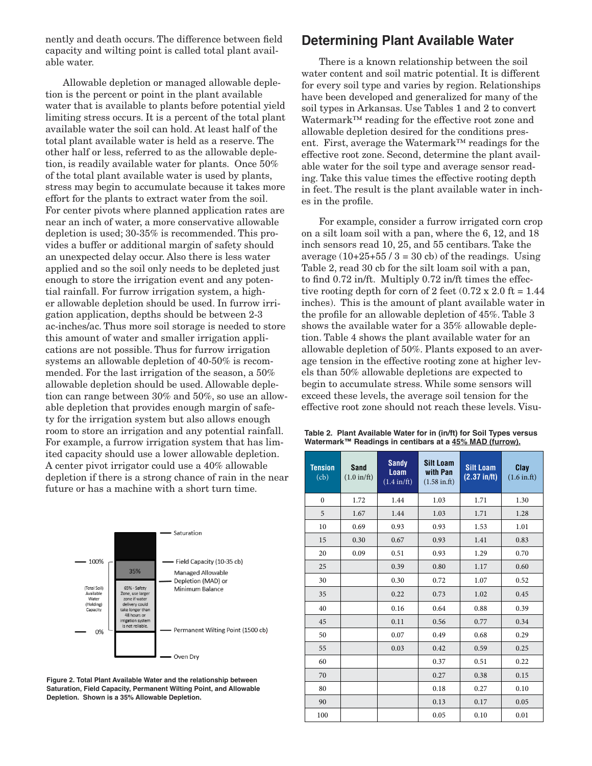nently and death occurs. The difference between field capacity and wilting point is called total plant available water.

Allowable depletion or managed allowable depletion is the percent or point in the plant available water that is available to plants before potential yield limiting stress occurs. It is a percent of the total plant available water the soil can hold. At least half of the total plant available water is held as a reserve. The other half or less, referred to as the allowable depletion, is readily available water for plants. Once 50% of the total plant available water is used by plants, stress may begin to accumulate because it takes more effort for the plants to extract water from the soil. For center pivots where planned application rates are near an inch of water, a more conservative allowable depletion is used; 30-35% is recommended. This provides a buffer or additional margin of safety should an unexpected delay occur. Also there is less water applied and so the soil only needs to be depleted just enough to store the irrigation event and any potential rainfall. For furrow irrigation system, a higher allowable depletion should be used. In furrow irrigation application, depths should be between 2-3 ac-inches/ac. Thus more soil storage is needed to store this amount of water and smaller irrigation applications are not possible. Thus for furrow irrigation systems an allowable depletion of 40-50% is recommended. For the last irrigation of the season, a 50% allowable depletion should be used. Allowable depletion can range between 30% and 50%, so use an allowable depletion that provides enough margin of safety for the irrigation system but also allows enough room to store an irrigation and any potential rainfall. For example, a furrow irrigation system that has limited capacity should use a lower allowable depletion. A center pivot irrigator could use a 40% allowable depletion if there is a strong chance of rain in the near future or has a machine with a short turn time.

Saturation

100% — Field Capacity (10-35 cb)

35% — Managed Allowable Depletion (MAD) or Minimum Balance

(Total Soil) Available Water (Holding) Capacity

65% - Safety Zone, use larger zone if water delivery could take longer than 48 hours or irrigation system is not reliable.

0% — Permanent Wilting Point (1500 cb)

Oven Dry

**Figure 2. Total Plant Available Water and the relationship between Saturation, Field Capacity, Permanent Wilting Point, and Allowable Depletion. Shown is a 35% Allowable Depletion.**

## Determining Plant Available Water

There is a known relationship between the soil water content and soil matric potential. It is different for every soil type and varies by region. Relationships have been developed and generalized for many of the soil types in Arkansas. Use Tables 1 and 2 to convert Watermark™ reading for the effective root zone and allowable depletion desired for the conditions present. First, average the Watermark™ readings for the effective root zone. Second, determine the plant available water for the soil type and average sensor reading. Take this value times the effective rooting depth in feet. The result is the plant available water in inches in the profile.

For example, consider a furrow irrigated corn crop on a silt loam soil with a pan, where the 6, 12, and 18 inch sensors read 10, 25, and 55 centibars. Take the average (10+25+55 / 3 = 30 cb) of the readings. Using Table 2, read 30 cb for the silt loam soil with a pan, to find 0.72 in/ft. Multiply 0.72 in/ft times the effective rooting depth for corn of 2 feet (0.72 x 2.0 ft = 1.44 inches). This is the amount of plant available water in the profile for an allowable depletion of 45%. Table 3 shows the available water for a 35% allowable depletion. Table 4 shows the plant available water for an allowable depletion of 50%. Plants exposed to an average tension in the effective rooting zone at higher levels than 50% allowable depletions are expected to begin to accumulate stress. While some sensors will exceed these levels, the average soil tension for the effective root zone should not reach these levels. Visu-

**Table 2. Plant Available Water for in (in/ft) for Soil Types versus Watermark™ Readings in centibars at a 45% MAD (furrow).**

| Tension (cb) | Sand (1.0 in/ft) | Sandy Loam (1.4 in/ft) | Silt Loam with Pan (1.58 in.ft) | Silt Loam (2.37 in/ft) | Clay (1.6 in.ft) |
|---|---|---|---|---|---|
| 0 | 1.72 | 1.44 | 1.03 | 1.71 | 1.30 |
| 5 | 1.67 | 1.44 | 1.03 | 1.71 | 1.28 |
| 10 | 0.69 | 0.93 | 0.93 | 1.53 | 1.01 |
| 15 | 0.30 | 0.67 | 0.93 | 1.41 | 0.83 |
| 20 | 0.09 | 0.51 | 0.93 | 1.29 | 0.70 |
| 25 | | 0.39 | 0.80 | 1.17 | 0.60 |
| 30 | | 0.30 | 0.72 | 1.07 | 0.52 |
| 35 | | 0.22 | 0.73 | 1.02 | 0.45 |
| 40 | | 0.16 | 0.64 | 0.88 | 0.39 |
| 45 | | 0.11 | 0.56 | 0.77 | 0.34 |
| 50 | | 0.07 | 0.49 | 0.68 | 0.29 |
| 55 | | 0.03 | 0.42 | 0.59 | 0.25 |
| 60 | | | 0.37 | 0.51 | 0.22 |
| 70 | | | 0.27 | 0.38 | 0.15 |
| 80 | | | 0.18 | 0.27 | 0.10 |
| 90 | | | 0.13 | 0.17 | 0.05 |
| 100 | | | 0.05 | 0.10 | 0.01 |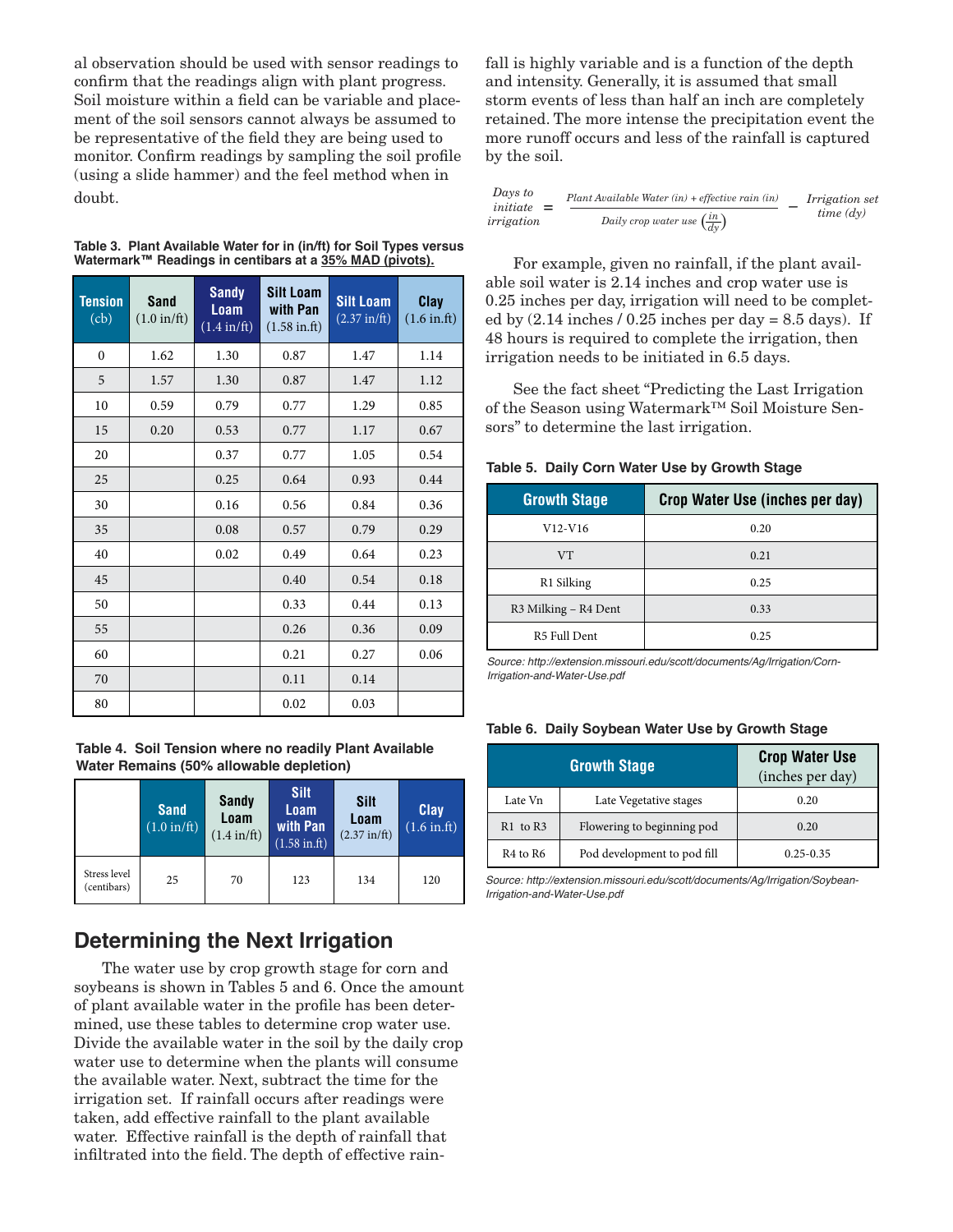al observation should be used with sensor readings to confirm that the readings align with plant progress. Soil moisture within a field can be variable and placement of the soil sensors cannot always be assumed to be representative of the field they are being used to monitor. Confirm readings by sampling the soil profile (using a slide hammer) and the feel method when in doubt.

**Table 3. Plant Available Water for in (in/ft) for Soil Types versus Watermark™ Readings in centibars at a 35% MAD (pivots).**

| Tension (cb) | Sand (1.0 in/ft) | Sandy Loam (1.4 in/ft) | Silt Loam with Pan (1.58 in.ft) | Silt Loam (2.37 in/ft) | Clay (1.6 in.ft) |
|---|---|---|---|---|---|
| 0 | 1.62 | 1.30 | 0.87 | 1.47 | 1.14 |
| 5 | 1.57 | 1.30 | 0.87 | 1.47 | 1.12 |
| 10 | 0.59 | 0.79 | 0.77 | 1.29 | 0.85 |
| 15 | 0.20 | 0.53 | 0.77 | 1.17 | 0.67 |
| 20 | | 0.37 | 0.77 | 1.05 | 0.54 |
| 25 | | 0.25 | 0.64 | 0.93 | 0.44 |
| 30 | | 0.16 | 0.56 | 0.84 | 0.36 |
| 35 | | 0.08 | 0.57 | 0.79 | 0.29 |
| 40 | | 0.02 | 0.49 | 0.64 | 0.23 |
| 45 | | | 0.40 | 0.54 | 0.18 |
| 50 | | | 0.33 | 0.44 | 0.13 |
| 55 | | | 0.26 | 0.36 | 0.09 |
| 60 | | | 0.21 | 0.27 | 0.06 |
| 70 | | | 0.11 | 0.14 | |
| 80 | | | 0.02 | 0.03 | |

**Table 4. Soil Tension where no readily Plant Available Water Remains (50% allowable depletion)**

| | Sand (1.0 in/ft) | Sandy Loam (1.4 in/ft) | Silt Loam with Pan (1.58 in.ft) | Silt Loam (2.37 in/ft) | Clay (1.6 in.ft) |
|---|---|---|---|---|---|
| Stress level (centibars) | 25 | 70 | 123 | 134 | 120 |

## Determining the Next Irrigation

The water use by crop growth stage for corn and soybeans is shown in Tables 5 and 6. Once the amount of plant available water in the profile has been determined, use these tables to determine crop water use. Divide the available water in the soil by the daily crop water use to determine when the plants will consume the available water. Next, subtract the time for the irrigation set. If rainfall occurs after readings were taken, add effective rainfall to the plant available water. Effective rainfall is the depth of rainfall that infiltrated into the field. The depth of effective rainfall is highly variable and is a function of the depth and intensity. Generally, it is assumed that small storm events of less than half an inch are completely retained. The more intense the precipitation event the more runoff occurs and less of the rainfall is captured by the soil.

$$\textit{Days to initiate irrigation} = \frac{\textit{Plant Available Water (in)} + \textit{effective rain (in)}}{\textit{Daily crop water use} \left(\frac{in}{dy}\right)} - \textit{Irrigation set time (dy)}$$

For example, given no rainfall, if the plant available soil water is 2.14 inches and crop water use is 0.25 inches per day, irrigation will need to be completed by (2.14 inches / 0.25 inches per day = 8.5 days). If 48 hours is required to complete the irrigation, then irrigation needs to be initiated in 6.5 days.

See the fact sheet "Predicting the Last Irrigation of the Season using Watermark™ Soil Moisture Sensors" to determine the last irrigation.

**Table 5. Daily Corn Water Use by Growth Stage**

| Growth Stage | Crop Water Use (inches per day) |
|---|---|
| V12-V16 | 0.20 |
| VT | 0.21 |
| R1 Silking | 0.25 |
| R3 Milking – R4 Dent | 0.33 |
| R5 Full Dent | 0.25 |

*Source: http://extension.missouri.edu/scott/documents/Ag/Irrigation/Corn-Irrigation-and-Water-Use.pdf*

**Table 6. Daily Soybean Water Use by Growth Stage**

| Growth Stage | | Crop Water Use (inches per day) |
|---|---|---|
| Late Vn | Late Vegetative stages | 0.20 |
| R1 to R3 | Flowering to beginning pod | 0.20 |
| R4 to R6 | Pod development to pod fill | 0.25-0.35 |

*Source: http://extension.missouri.edu/scott/documents/Ag/Irrigation/Soybean-Irrigation-and-Water-Use.pdf*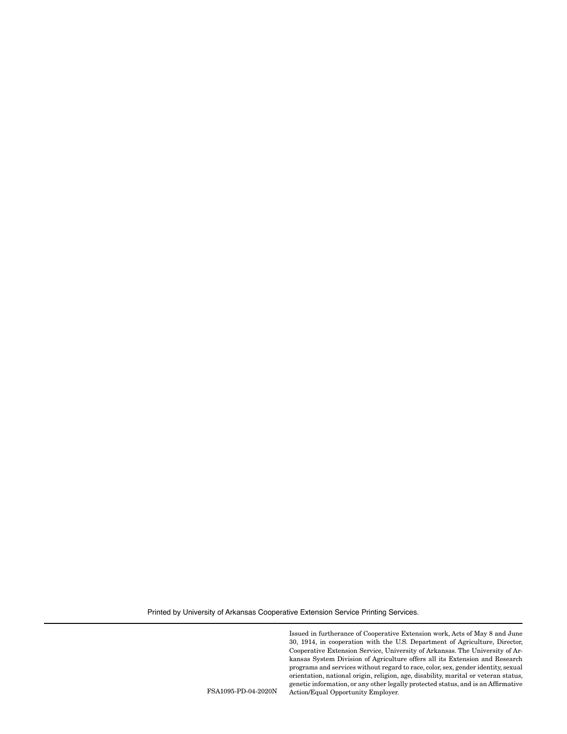Printed by University of Arkansas Cooperative Extension Service Printing Services.

FSA1095-PD-04-2020N

Issued in furtherance of Cooperative Extension work, Acts of May 8 and June 30, 1914, in cooperation with the U.S. Department of Agriculture, Director, Cooperative Extension Service, University of Arkansas. The University of Arkansas System Division of Agriculture offers all its Extension and Research programs and services without regard to race, color, sex, gender identity, sexual orientation, national origin, religion, age, disability, marital or veteran status, genetic information, or any other legally protected status, and is an Affirmative Action/Equal Opportunity Employer.